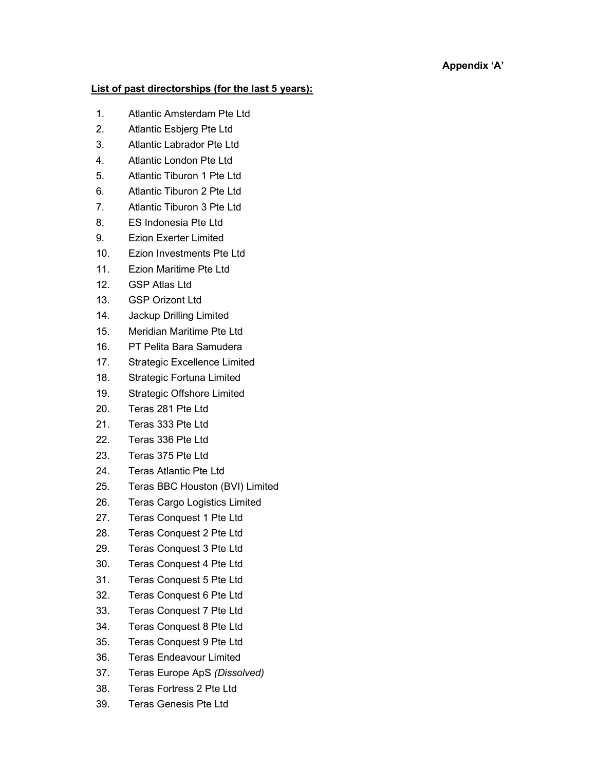**Appendix 'A'**

**List of past directorships (for the last 5 years):**

1. Atlantic Amsterdam Pte Ltd
2. Atlantic Esbjerg Pte Ltd
3. Atlantic Labrador Pte Ltd
4. Atlantic London Pte Ltd
5. Atlantic Tiburon 1 Pte Ltd
6. Atlantic Tiburon 2 Pte Ltd
7. Atlantic Tiburon 3 Pte Ltd
8. ES Indonesia Pte Ltd
9. Ezion Exerter Limited
10. Ezion Investments Pte Ltd
11. Ezion Maritime Pte Ltd
12. GSP Atlas Ltd
13. GSP Orizont Ltd
14. Jackup Drilling Limited
15. Meridian Maritime Pte Ltd
16. PT Pelita Bara Samudera
17. Strategic Excellence Limited
18. Strategic Fortuna Limited
19. Strategic Offshore Limited
20. Teras 281 Pte Ltd
21. Teras 333 Pte Ltd
22. Teras 336 Pte Ltd
23. Teras 375 Pte Ltd
24. Teras Atlantic Pte Ltd
25. Teras BBC Houston (BVI) Limited
26. Teras Cargo Logistics Limited
27. Teras Conquest 1 Pte Ltd
28. Teras Conquest 2 Pte Ltd
29. Teras Conquest 3 Pte Ltd
30. Teras Conquest 4 Pte Ltd
31. Teras Conquest 5 Pte Ltd
32. Teras Conquest 6 Pte Ltd
33. Teras Conquest 7 Pte Ltd
34. Teras Conquest 8 Pte Ltd
35. Teras Conquest 9 Pte Ltd
36. Teras Endeavour Limited
37. Teras Europe ApS *(Dissolved)*
38. Teras Fortress 2 Pte Ltd
39. Teras Genesis Pte Ltd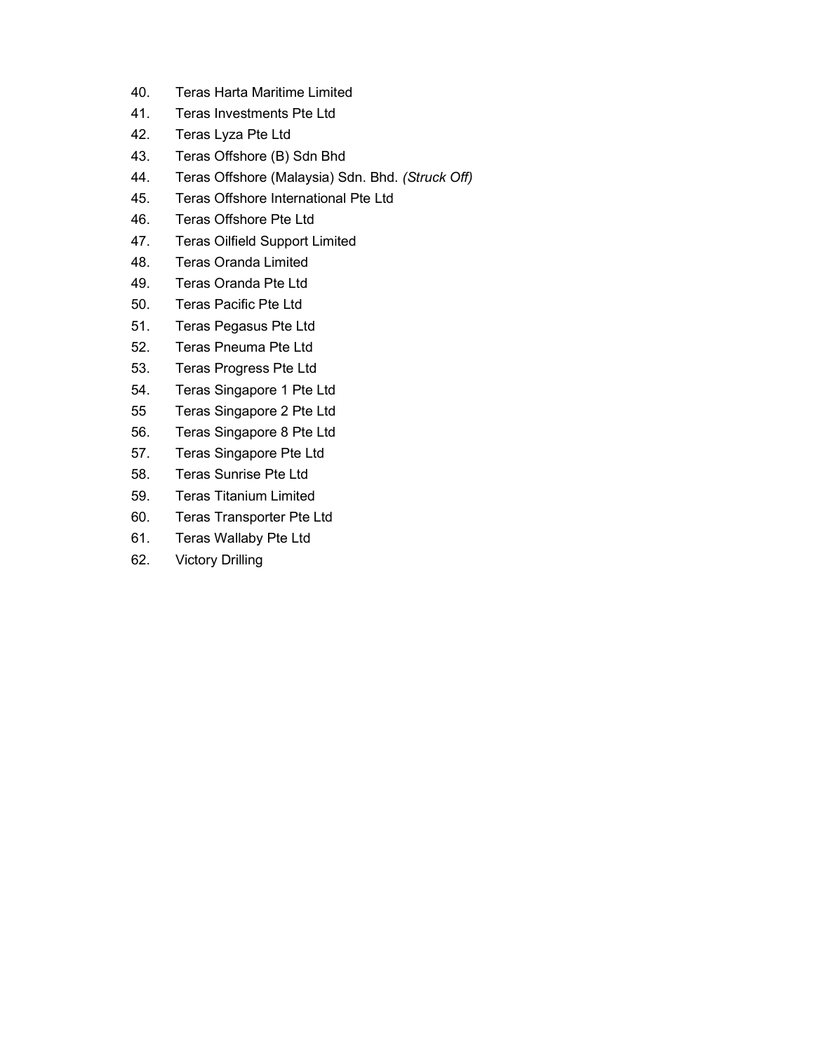40. Teras Harta Maritime Limited
41. Teras Investments Pte Ltd
42. Teras Lyza Pte Ltd
43. Teras Offshore (B) Sdn Bhd
44. Teras Offshore (Malaysia) Sdn. Bhd. *(Struck Off)*
45. Teras Offshore International Pte Ltd
46. Teras Offshore Pte Ltd
47. Teras Oilfield Support Limited
48. Teras Oranda Limited
49. Teras Oranda Pte Ltd
50. Teras Pacific Pte Ltd
51. Teras Pegasus Pte Ltd
52. Teras Pneuma Pte Ltd
53. Teras Progress Pte Ltd
54. Teras Singapore 1 Pte Ltd
55 Teras Singapore 2 Pte Ltd
56. Teras Singapore 8 Pte Ltd
57. Teras Singapore Pte Ltd
58. Teras Sunrise Pte Ltd
59. Teras Titanium Limited
60. Teras Transporter Pte Ltd
61. Teras Wallaby Pte Ltd
62. Victory Drilling